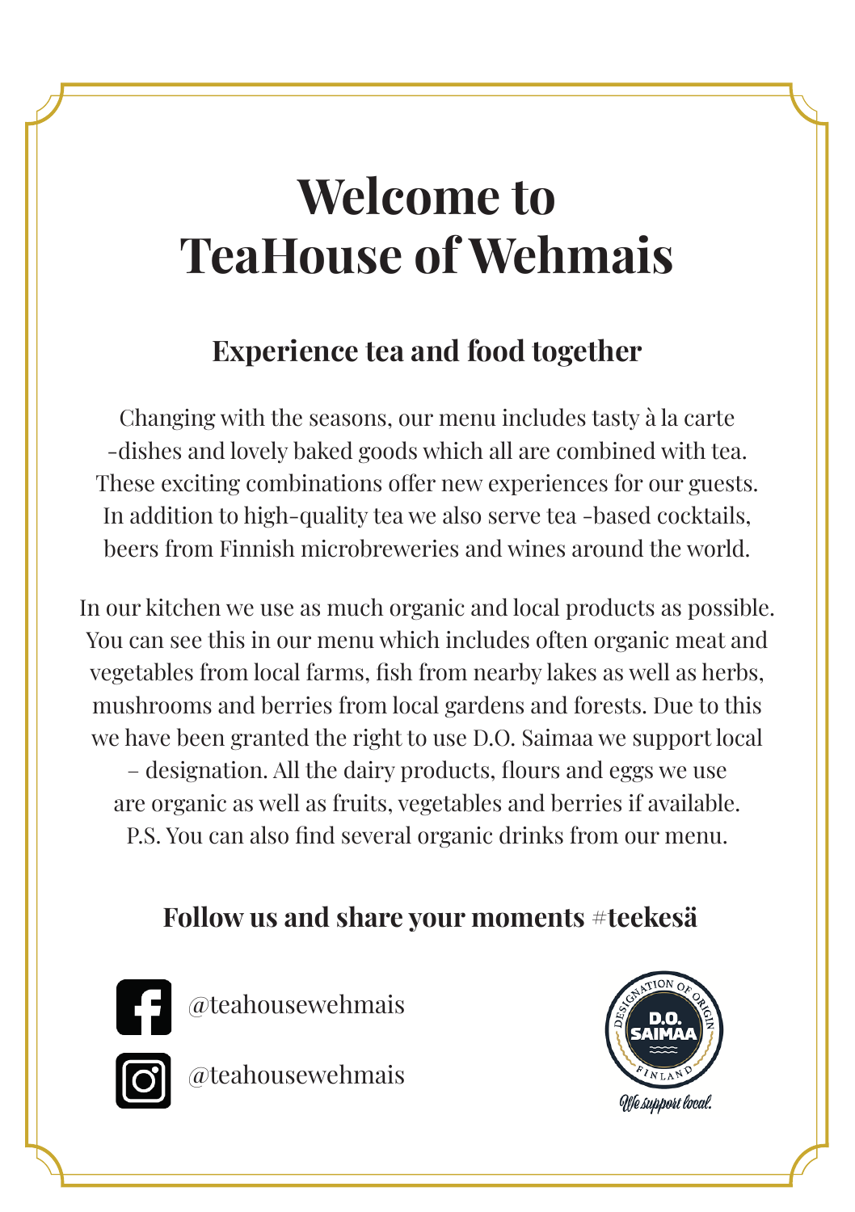# Welcome to TeaHouse of Wehmais

## Experience tea and food together

Changing with the seasons, our menu includes tasty à la carte -dishes and lovely baked goods which all are combined with tea. These exciting combinations offer new experiences for our guests. In addition to high-quality tea we also serve tea -based cocktails, beers from Finnish microbreweries and wines around the world.

In our kitchen we use as much organic and local products as possible. You can see this in our menu which includes often organic meat and vegetables from local farms, fish from nearby lakes as well as herbs, mushrooms and berries from local gardens and forests. Due to this we have been granted the right to use D.O. Saimaa we support local – designation. All the dairy products, flours and eggs we use are organic as well as fruits, vegetables and berries if available. P.S. You can also find several organic drinks from our menu.

## Follow us and share your moments #teekesä

@teahousewehmais

@teahousewehmais

DESIGNATION OF ORIGIN D.O. SAIMAA FINLAND

*We support local.*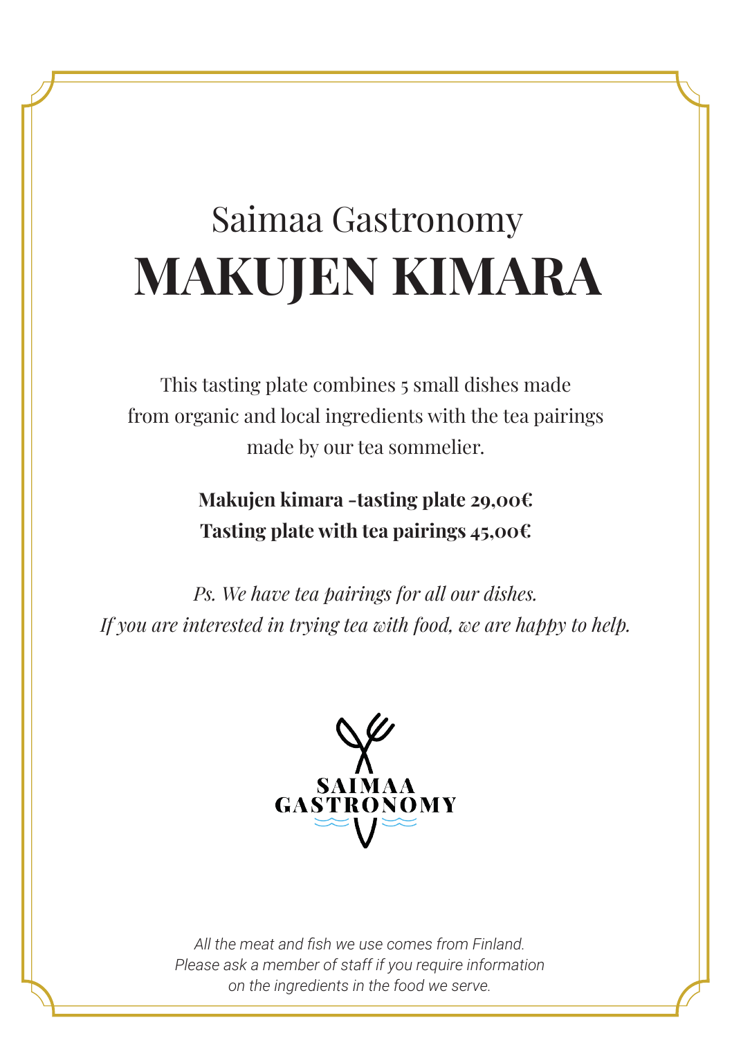Saimaa Gastronomy

# MAKUJEN KIMARA

This tasting plate combines 5 small dishes made from organic and local ingredients with the tea pairings made by our tea sommelier.

**Makujen kimara -tasting plate 29,00€**
**Tasting plate with tea pairings 45,00€**

*Ps. We have tea pairings for all our dishes.*
*If you are interested in trying tea with food, we are happy to help.*

SAIMAA GASTRONOMY

*All the meat and fish we use comes from Finland.*
*Please ask a member of staff if you require information on the ingredients in the food we serve.*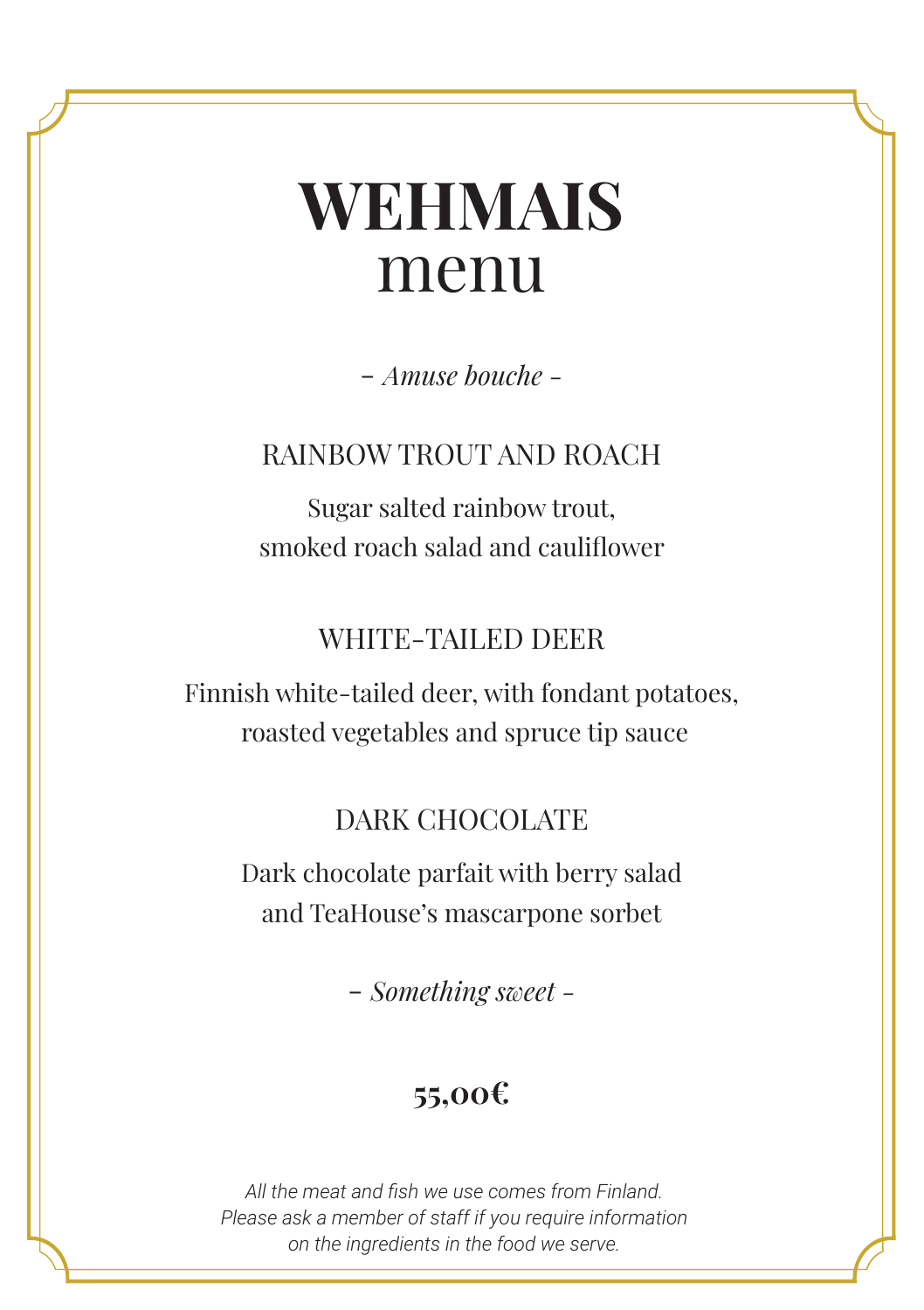# WEHMAIS
## menu

*– Amuse bouche –*

### RAINBOW TROUT AND ROACH

Sugar salted rainbow trout,
smoked roach salad and cauliflower

### WHITE-TAILED DEER

Finnish white-tailed deer, with fondant potatoes,
roasted vegetables and spruce tip sauce

### DARK CHOCOLATE

Dark chocolate parfait with berry salad
and TeaHouse's mascarpone sorbet

*– Something sweet –*

**55,00€**

*All the meat and fish we use comes from Finland.*
*Please ask a member of staff if you require information*
*on the ingredients in the food we serve.*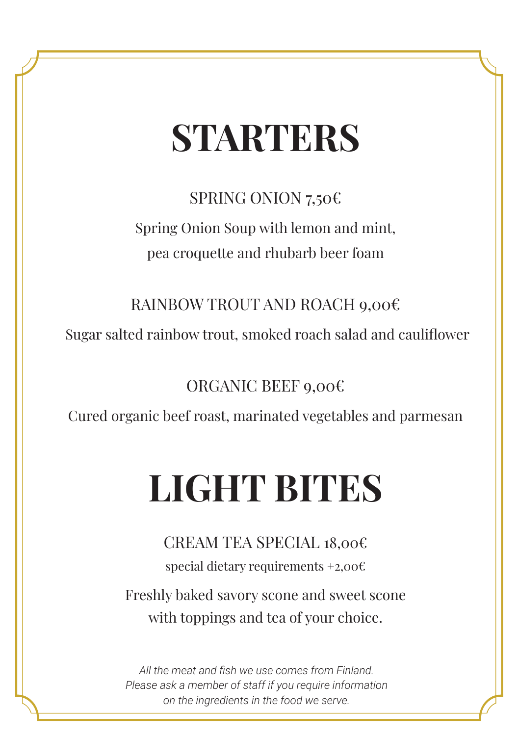# STARTERS

SPRING ONION 7,50€

Spring Onion Soup with lemon and mint,
pea croquette and rhubarb beer foam

RAINBOW TROUT AND ROACH 9,00€

Sugar salted rainbow trout, smoked roach salad and cauliflower

ORGANIC BEEF 9,00€

Cured organic beef roast, marinated vegetables and parmesan

# LIGHT BITES

CREAM TEA SPECIAL 18,00€

special dietary requirements +2,00€

Freshly baked savory scone and sweet scone
with toppings and tea of your choice.

*All the meat and fish we use comes from Finland.
Please ask a member of staff if you require information
on the ingredients in the food we serve.*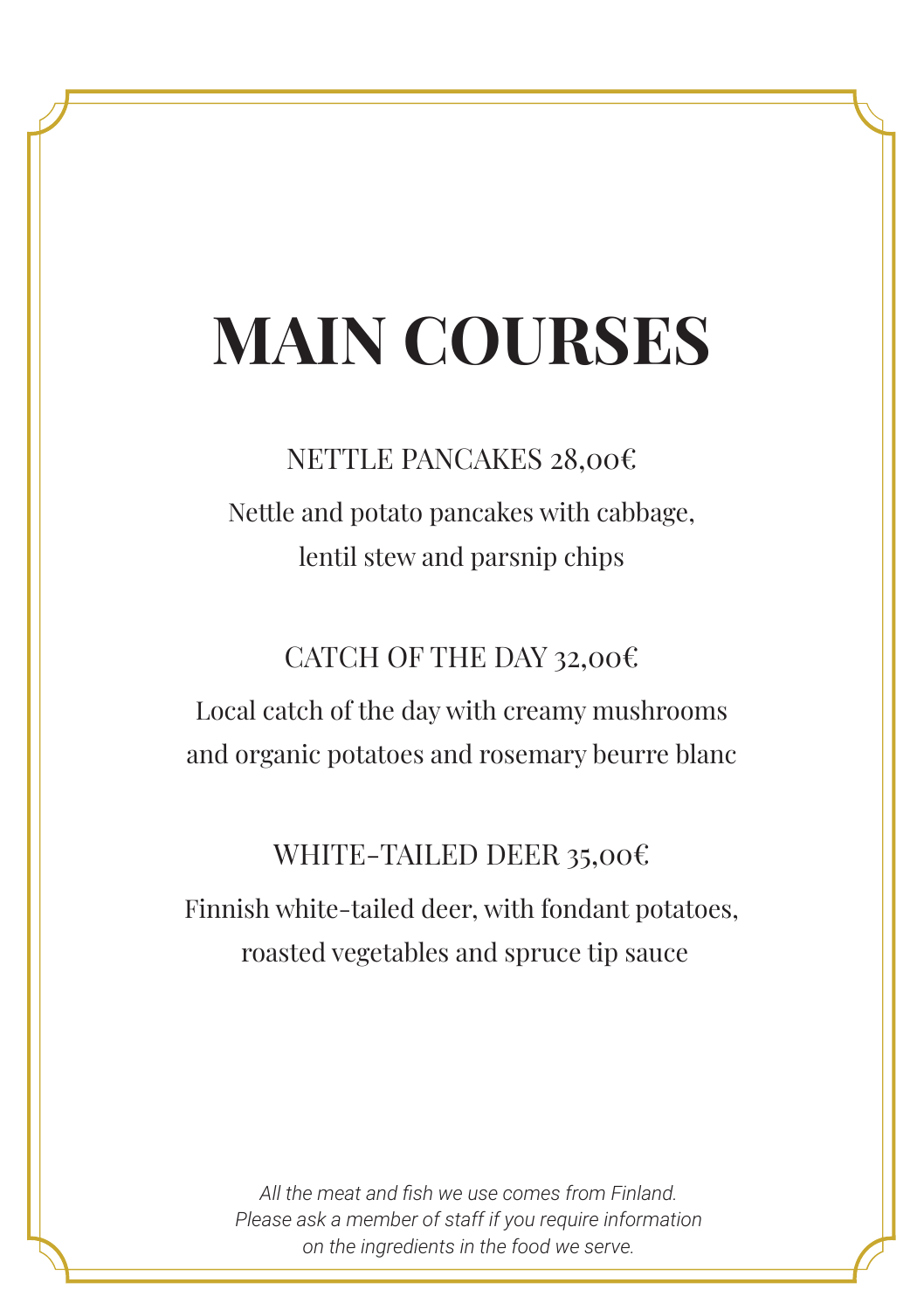# MAIN COURSES

NETTLE PANCAKES 28,00€

Nettle and potato pancakes with cabbage,
lentil stew and parsnip chips

CATCH OF THE DAY 32,00€

Local catch of the day with creamy mushrooms
and organic potatoes and rosemary beurre blanc

WHITE-TAILED DEER 35,00€

Finnish white-tailed deer, with fondant potatoes,
roasted vegetables and spruce tip sauce

*All the meat and fish we use comes from Finland.*
*Please ask a member of staff if you require information*
*on the ingredients in the food we serve.*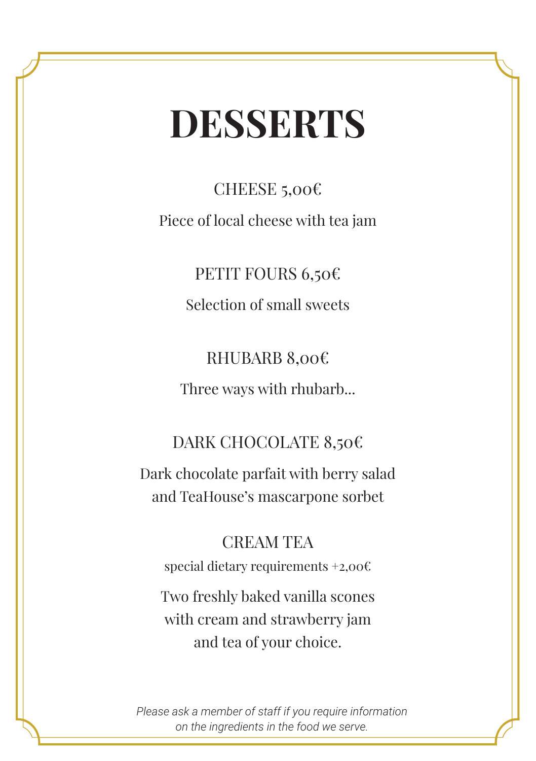# DESSERTS

CHEESE 5,00€

Piece of local cheese with tea jam

PETIT FOURS 6,50€

Selection of small sweets

RHUBARB 8,00€

Three ways with rhubarb...

DARK CHOCOLATE 8,50€

Dark chocolate parfait with berry salad
and TeaHouse's mascarpone sorbet

CREAM TEA

special dietary requirements +2,00€

Two freshly baked vanilla scones
with cream and strawberry jam
and tea of your choice.

*Please ask a member of staff if you require information on the ingredients in the food we serve.*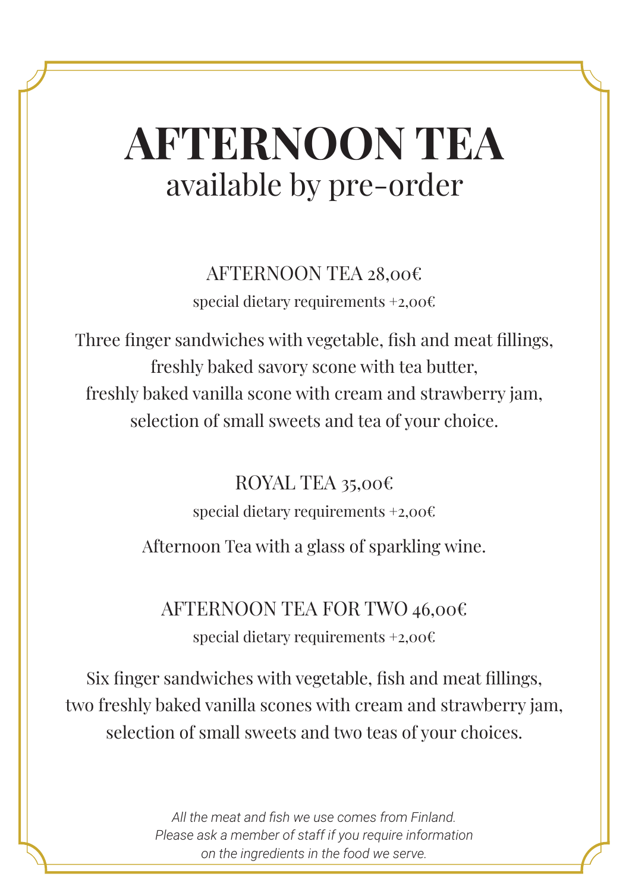# AFTERNOON TEA

## available by pre-order

AFTERNOON TEA 28,00€

special dietary requirements +2,00€

Three finger sandwiches with vegetable, fish and meat fillings,
freshly baked savory scone with tea butter,
freshly baked vanilla scone with cream and strawberry jam,
selection of small sweets and tea of your choice.

ROYAL TEA 35,00€

special dietary requirements +2,00€

Afternoon Tea with a glass of sparkling wine.

AFTERNOON TEA FOR TWO 46,00€

special dietary requirements +2,00€

Six finger sandwiches with vegetable, fish and meat fillings,
two freshly baked vanilla scones with cream and strawberry jam,
selection of small sweets and two teas of your choices.

*All the meat and fish we use comes from Finland.*
*Please ask a member of staff if you require information*
*on the ingredients in the food we serve.*